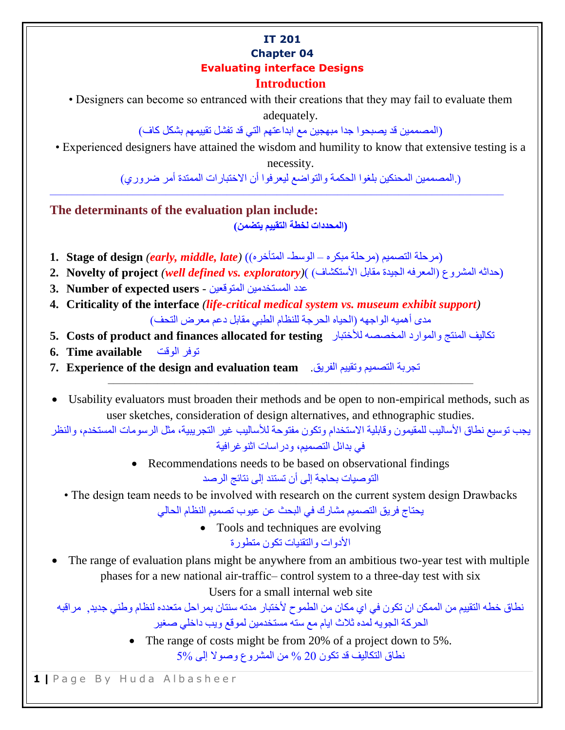**IT 201**

**Chapter 04**

**Evaluating interface Designs**

## Introduction

• Designers can become so entranced with their creations that they may fail to evaluate them adequately.

(المصممين قد يصبحوا جدا مبهجين مع ابداعتهم التي قد تفشل تقييمهم بشكل كاف)

• Experienced designers have attained the wisdom and humility to know that extensive testing is a necessity.

(.المصممين المحنكين بلغوا الحكمة والتواضع ليعرفوا أن الاختبارات الممتدة أمر ضروري)

---

## The determinants of the evaluation plan include:

**(المحددات لخطة التقييم يتضمن)**

1. **Stage of design** *(early, middle, late)* ((مرحلة التصميم (مرحلة مبكره – الوسط- المتأخره))
2. **Novelty of project** *(well defined vs. exploratory)*( (حداثه المشروع (المعرفه الجيدة مقابل الأستكشاف))
3. **Number of expected users** - عدد المستخدمين المتوقعين
4. **Criticality of the interface** *(life-critical medical system vs. museum exhibit support)*
   مدى أهميه الواجهه (الحياه الحرجة للنظام الطبي مقابل دعم معرض التحف)
5. **Costs of product and finances allocated for testing** تكاليف المنتج والموارد المخصصه للأختبار
6. **Time available** توفر الوقت
7. **Experience of the design and evaluation team** .تجربة التصميم وتقييم الفريق

---

- Usability evaluators must broaden their methods and be open to non-empirical methods, such as user sketches, consideration of design alternatives, and ethnographic studies.

  يجب توسيع نطاق الأساليب للمقيمون وقابلية الاستخدام وتكون مفتوحة للأساليب غير التجريبية، مثل الرسومات المستخدم، والنظر في بدائل التصميم، ودراسات اثنوغرافية

- Recommendations needs to be based on observational findings

  التوصيات بحاجة إلى أن تستند إلى نتائج الرصد

• The design team needs to be involved with research on the current system design Drawbacks

يحتاج فريق التصميم مشارك في البحث عن عيوب تصميم النظام الحالي

- Tools and techniques are evolving

  الأدوات والتقنيات تكون متطورة

- The range of evaluation plans might be anywhere from an ambitious two-year test with multiple phases for a new national air-traffic– control system to a three-day test with six Users for a small internal web site

  نطاق خطه التقييم من الممكن ان تكون في اي مكان من الطموح لأختبار مدته سنتان بمراحل متعدده لنظام وطني جديد, مراقبه الحركة الجويه لمده ثلاث ايام مع سته مستخدمين لموقع ويب داخلي صغير

- The range of costs might be from 20% of a project down to 5%.

  نطاق التكاليف قد تكون 20 % من المشروع وصولا إلى 5%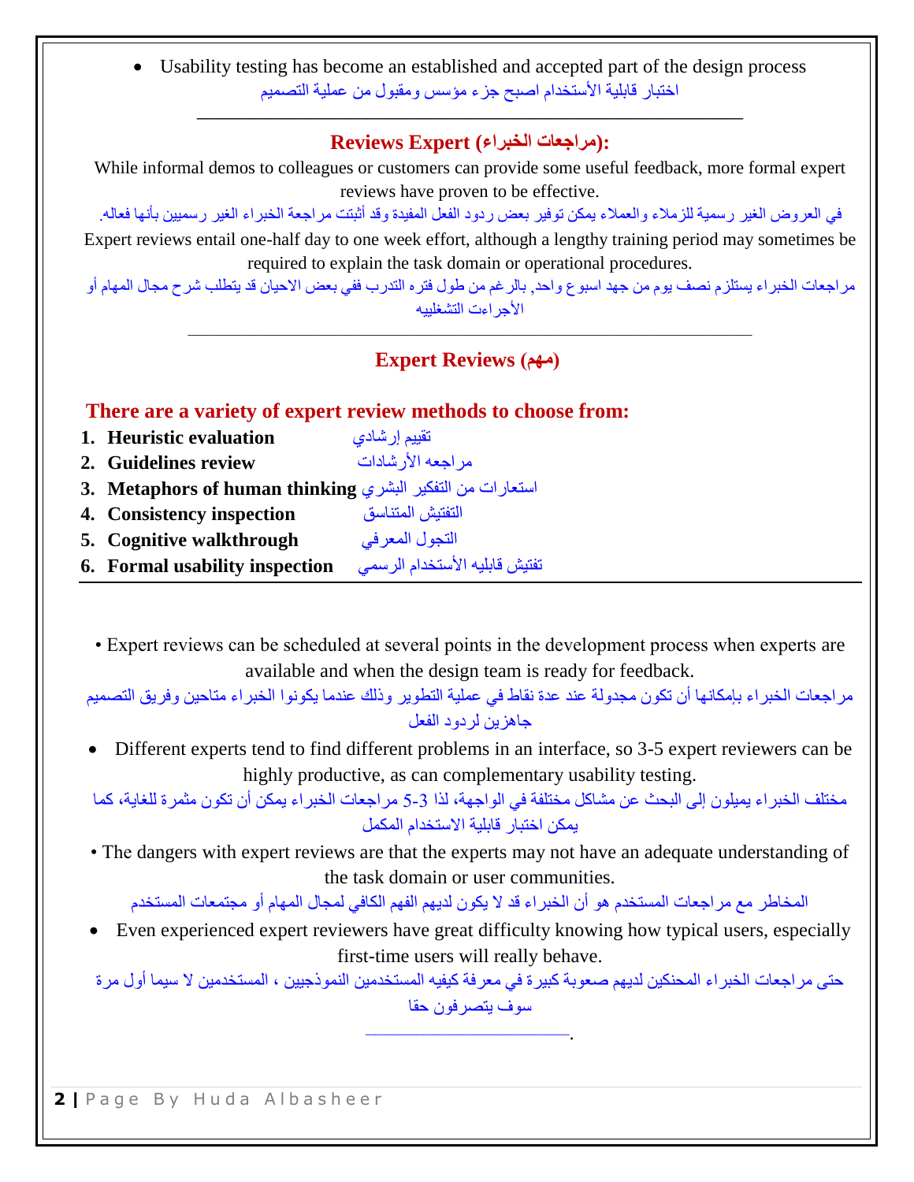- Usability testing has become an established and accepted part of the design process

اختبار قابلية الأستخدام اصبح جزء مؤسس ومقبول من عملية التصميم

---

## Reviews Expert (مراجعات الخبراء):

While informal demos to colleagues or customers can provide some useful feedback, more formal expert reviews have proven to be effective.

في العروض الغير رسمية للزملاء والعملاء يمكن توفير بعض ردود الفعل المفيدة وقد أثبتت مراجعة الخبراء الغير رسميين بأنها فعاله.

Expert reviews entail one-half day to one week effort, although a lengthy training period may sometimes be required to explain the task domain or operational procedures.

مراجعات الخبراء يستلزم نصف يوم من جهد اسبوع واحد, بالرغم من طول فتره التدرب ففي بعض الاحيان قد يتطلب شرح مجال المهام أو الأجراءات التشغلييه

---

## Expert Reviews (مهم)

**There are a variety of expert review methods to choose from:**

1. **Heuristic evaluation** تقييم إرشادي
2. **Guidelines review** مراجعه الأرشادات
3. **Metaphors of human thinking** استعارات من التفكير البشري
4. **Consistency inspection** التفتيش المتناسق
5. **Cognitive walkthrough** التجول المعرفي
6. **Formal usability inspection** تفتيش قابليه الأستخدام الرسمي

---

- Expert reviews can be scheduled at several points in the development process when experts are available and when the design team is ready for feedback.

مراجعات الخبراء بإمكانها أن تكون مجدولة عند عدة نقاط في عملية التطوير وذلك عندما يكونوا الخبراء متاحين وفريق التصميم جاهزين لردود الفعل

- Different experts tend to find different problems in an interface, so 3-5 expert reviewers can be highly productive, as can complementary usability testing.

مختلف الخبراء يميلون إلى البحث عن مشاكل مختلفة في الواجهة، لذا 3-5 مراجعات الخبراء يمكن أن تكون مثمرة للغاية، كما يمكن اختبار قابلية الاستخدام المكمل

- The dangers with expert reviews are that the experts may not have an adequate understanding of the task domain or user communities.

المخاطر مع مراجعات المستخدم هو أن الخبراء قد لا يكون لديهم الفهم الكافي لمجال المهام أو مجتمعات المستخدم

- Even experienced expert reviewers have great difficulty knowing how typical users, especially first-time users will really behave.

حتى مراجعات الخبراء المحنكين لديهم صعوبة كبيرة في معرفة كيفيه المستخدمين النموذجيين ، المستخدمين لا سيما أول مرة سوف يتصرفون حقا

---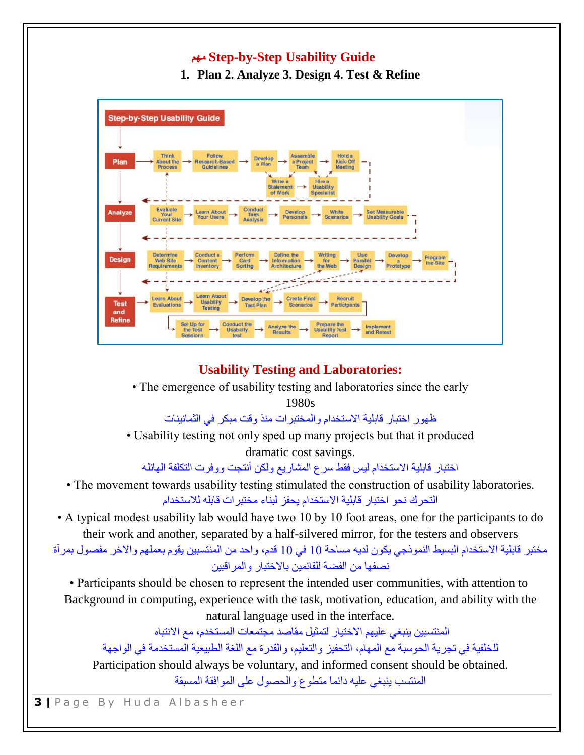## مهم Step-by-Step Usability Guide

**1. Plan 2. Analyze 3. Design 4. Test & Refine**

**Step-by-Step Usability Guide**

- **Plan**: Think About the Process → Follow Research-Based Guidelines → Develop a Plan → Assemble a Project Team → Hold a Kick-Off Meeting; Write a Statement of Work → Hire a Usability Specialist
- **Analyze**: Evaluate Your Current Site → Learn About Your Users → Conduct Task Analysis → Develop Personas → Write Scenarios → Set Measurable Usability Goals
- **Design**: Determine Web Site Requirements → Conduct a Content Inventory → Perform Card Sorting → Define the Information Architecture → Writing for the Web → Use Parallel Design → Develop a Prototype → Program the Site
- **Test and Refine**: Learn About Evaluations → Learn About Usability Testing → Develop the Test Plan → Create Final Scenarios → Recruit Participants → Set Up for the Test Sessions → Conduct the Usability test → Analyze the Results → Prepare the Usability Test Report → Implement and Retest

## Usability Testing and Laboratories:

- The emergence of usability testing and laboratories since the early 1980s

ظهور اختبار قابلية الاستخدام والمختبرات منذ وقت مبكر في الثمانينات

- Usability testing not only sped up many projects but that it produced dramatic cost savings.

اختبار قابلية الاستخدام ليس فقط سرع المشاريع ولكن أنتجت ووفرت التكلفة الهائله

- The movement towards usability testing stimulated the construction of usability laboratories.

التحرك نحو اختبار قابلية الاستخدام يحفز لبناء مختبرات قابله للاستخدام

- A typical modest usability lab would have two 10 by 10 foot areas, one for the participants to do their work and another, separated by a half-silvered mirror, for the testers and observers

مختبر قابلية الاستخدام البسيط النموذجي يكون لديه مساحة 10 في 10 قدم، واحد من المنتسبين يقوم بعملهم والاخر مفصول بمرآة نصفها من الفضة للقائمين بالاختبار والمراقبين

- Participants should be chosen to represent the intended user communities, with attention to Background in computing, experience with the task, motivation, education, and ability with the natural language used in the interface.

المنتسبين ينبغي عليهم الاختيار لتمثيل مقاصد مجتمعات المستخدم، مع الانتباه للخلفية في تجربة الحوسبة مع المهام، التحفيز والتعليم، والقدرة مع اللغة الطبيعية المستخدمة في الواجهة

Participation should always be voluntary, and informed consent should be obtained.

المنتسب ينبغي عليه دائما متطوع والحصول على الموافقة المسبقة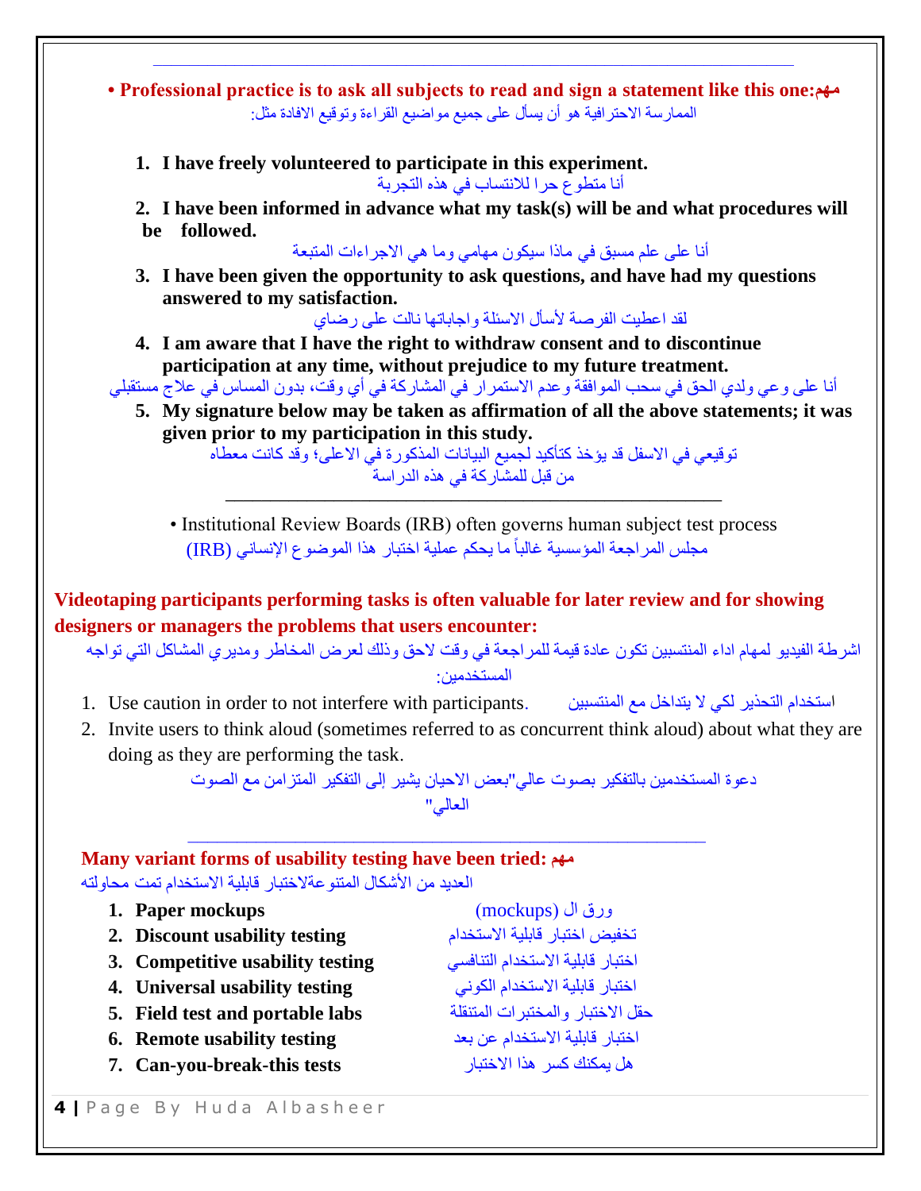---

**• Professional practice is to ask all subjects to read and sign a statement like this one:مهم**

الممارسة الاحترافية هو أن يسأل على جميع مواضيع القراءة وتوقيع الافادة مثل:

1. **I have freely volunteered to participate in this experiment.**

   أنا متطوع حرا للانتساب في هذه التجربة

2. **I have been informed in advance what my task(s) will be and what procedures will be followed.**

   أنا على علم مسبق في ماذا سيكون مهامي وما هي الاجراءات المتبعة

3. **I have been given the opportunity to ask questions, and have had my questions answered to my satisfaction.**

   لقد اعطيت الفرصة لأسأل الاسئلة واجاباتها نالت على رضاي

4. **I am aware that I have the right to withdraw consent and to discontinue participation at any time, without prejudice to my future treatment.**

   أنا على وعي ولدي الحق في سحب الموافقة وعدم الاستمرار في المشاركة في أي وقت، بدون المساس في علاج مستقبلي

5. **My signature below may be taken as affirmation of all the above statements; it was given prior to my participation in this study.**

   توقيعي في الاسفل قد يؤخذ كتأكيد لجميع البيانات المذكورة في الاعلى؛ وقد كانت معطاه من قبل للمشاركة في هذه الدراسة

---

• Institutional Review Boards (IRB) often governs human subject test process

مجلس المراجعة المؤسسية غالباً ما يحكم عملية اختبار هذا الموضوع الإنساني (IRB)

**Videotaping participants performing tasks is often valuable for later review and for showing designers or managers the problems that users encounter:**

اشرطة الفيديو لمهام اداء المنتسبين تكون عادة قيمة للمراجعة في وقت لاحق وذلك لعرض المخاطر ومديري المشاكل التي تواجه المستخدمين:

1. Use caution in order to not interfere with participants. استخدام التحذير لكي لا يتداخل مع المنتسبين
2. Invite users to think aloud (sometimes referred to as concurrent think aloud) about what they are doing as they are performing the task.

   دعوة المستخدمين بالتفكير بصوت عالي"بعض الاحيان يشير إلى التفكير المتزامن مع الصوت العالي"

---

**Many variant forms of usability testing have been tried: مهم**

العديد من الأشكال المتنوعةلاختبار قابلية الاستخدام تمت محاولته

1. **Paper mockups** ورق ال (mockups)
2. **Discount usability testing** تخفيض اختبار قابلية الاستخدام
3. **Competitive usability testing** اختبار قابلية الاستخدام التنافسي
4. **Universal usability testing** اختبار قابلية الاستخدام الكوني
5. **Field test and portable labs** حقل الاختبار والمختبرات المتنقلة
6. **Remote usability testing** اختبار قابلية الاستخدام عن بعد
7. **Can-you-break-this tests** هل يمكنك كسر هذا الاختبار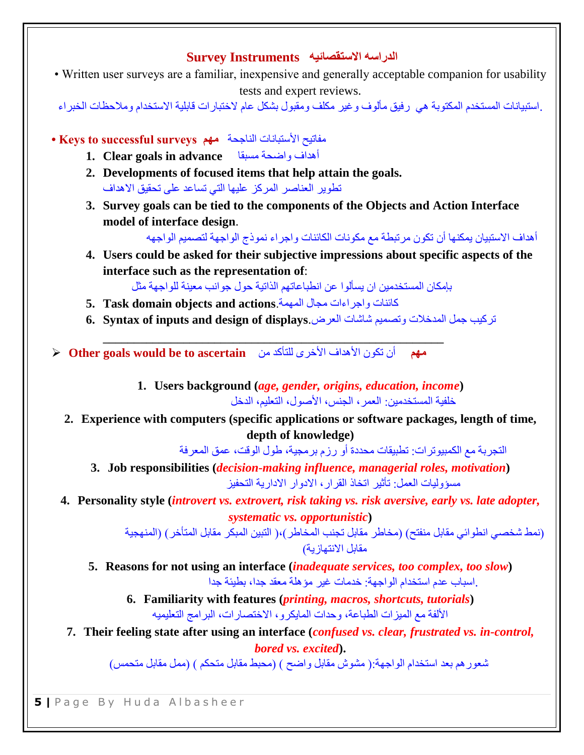## Survey Instruments الدراسه الاستقصائيه

• Written user surveys are a familiar, inexpensive and generally acceptable companion for usability tests and expert reviews.

.استبيانات المستخدم المكتوبة هي رفيق مألوف وغير مكلف ومقبول بشكل عام لاختبارات قابلية الاستخدام وملاحظات الخبراء

• **Keys to successful surveys** مهم مفاتيح الأستبانات الناجحة

1. **Clear goals in advance** أهداف واضحة مسبقا
2. **Developments of focused items that help attain the goals.**
   تطوير العناصر المركز عليها التي تساعد على تحقيق الاهداف
3. **Survey goals can be tied to the components of the Objects and Action Interface model of interface design**.
   أهداف الاستبيان يمكنها أن تكون مرتبطة مع مكونات الكائنات واجراء نموذج الواجهة لتصميم الواجهه
4. **Users could be asked for their subjective impressions about specific aspects of the interface such as the representation of**:
   بإمكان المستخدمين ان يسألوا عن انطباعاتهم الذاتية حول جوانب معينة للواجهة مثل
5. **Task domain objects and actions**.كائنات واجراءات مجال المهمة
6. **Syntax of inputs and design of displays**.تركيب جمل المدخلات وتصميم شاشات العرض

---

➢ **Other goals would be to ascertain** أن تكون الأهداف الأخرى للتأكد من مهم

1. **Users background (*age, gender, origins, education, income*)**
   خلفية المستخدمين: العمر، الجنس، الأصول، التعليم، الدخل
2. **Experience with computers (specific applications or software packages, length of time, depth of knowledge)**
   التجربة مع الكمبيوترات: تطبيقات محددة أو رزم برمجية، طول الوقت، عمق المعرفة
3. **Job responsibilities (*decision-making influence, managerial roles, motivation*)**
   مسؤوليات العمل: تأثير اتخاذ القرار، الادوار الادارية التحفيز
4. **Personality style (*introvert vs. extrovert, risk taking vs. risk aversive, early vs. late adopter, systematic vs. opportunistic*)**
   (نمط شخصي انطوائي مقابل منفتح) (مخاطر مقابل تجنب المخاطر)،( التبين المبكر مقابل المتأخر) (المنهجية مقابل الانتهازية)
5. **Reasons for not using an interface (*inadequate services, too complex, too slow*)**
   .اسباب عدم استخدام الواجهة: خدمات غير مؤهلة معقد جدا، بطيئة جدا
6. **Familiarity with features (*printing, macros, shortcuts, tutorials*)**
   الألفة مع الميزات الطباعة، وحدات المايكرو، الاختصارات، البرامج التعليميه
7. **Their feeling state after using an interface (*confused vs. clear, frustrated vs. in-control, bored vs. excited*).**
   شعورهم بعد استخدام الواجهة:( مشوش مقابل واضح ) (محبط مقابل متحكم ) (ممل مقابل متحمس)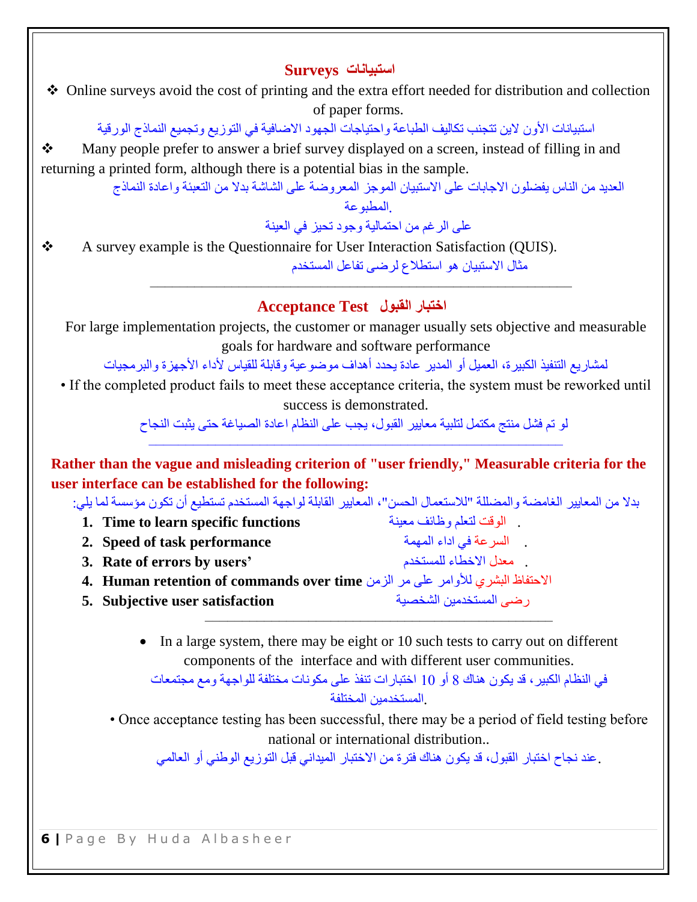## Surveys استبيانات

- Online surveys avoid the cost of printing and the extra effort needed for distribution and collection of paper forms.

استبيانات الأون لاين تتجنب تكاليف الطباعة واحتياجات الجهود الاضافية في التوزيع وتجميع النماذج الورقية

- Many people prefer to answer a brief survey displayed on a screen, instead of filling in and returning a printed form, although there is a potential bias in the sample.

العديد من الناس يفضلون الاجابات على الاستبيان الموجز المعروضة على الشاشة بدلا من التعبئة واعادة النماذج المطبوعة.

على الرغم من احتمالية وجود تحيز في العينة

- A survey example is the Questionnaire for User Interaction Satisfaction (QUIS).

مثال الاستبيان هو استطلاع لرضى تفاعل المستخدم

---

## Acceptance Test اختبار القبول

For large implementation projects, the customer or manager usually sets objective and measurable goals for hardware and software performance

لمشاريع التنفيذ الكبيرة، العميل أو المدير عادة يحدد أهداف موضوعية وقابلة للقياس لأداء الأجهزة والبرمجيات

- If the completed product fails to meet these acceptance criteria, the system must be reworked until success is demonstrated.

لو تم فشل منتج مكتمل لتلبية معايير القبول، يجب على النظام اعادة الصياغة حتى يثبت النجاح

---

**Rather than the vague and misleading criterion of "user friendly," Measurable criteria for the user interface can be established for the following:**

بدلا من المعايير الغامضة والمضللة "للاستعمال الحسن"، المعايير القابلة لواجهة المستخدم تستطيع أن تكون مؤسسة لما يلي:

1. **Time to learn specific functions** الوقت لتعلم وظائف معينة
2. **Speed of task performance** السرعة في اداء المهمة
3. **Rate of errors by users'** معدل الاخطاء للمستخدم
4. **Human retention of commands over time** الاحتفاظ البشري للأوامر على مر الزمن
5. **Subjective user satisfaction** رضى المستخدمين الشخصية

---

- In a large system, there may be eight or 10 such tests to carry out on different components of the interface and with different user communities.

في النظام الكبير، قد يكون هناك 8 أو 10 اختبارات تنفذ على مكونات مختلفة للواجهة ومع مجتمعات المستخدمين المختلفة.

- Once acceptance testing has been successful, there may be a period of field testing before national or international distribution..

عند نجاح اختبار القبول، قد يكون هناك فترة من الاختبار الميداني قبل التوزيع الوطني أو العالمي.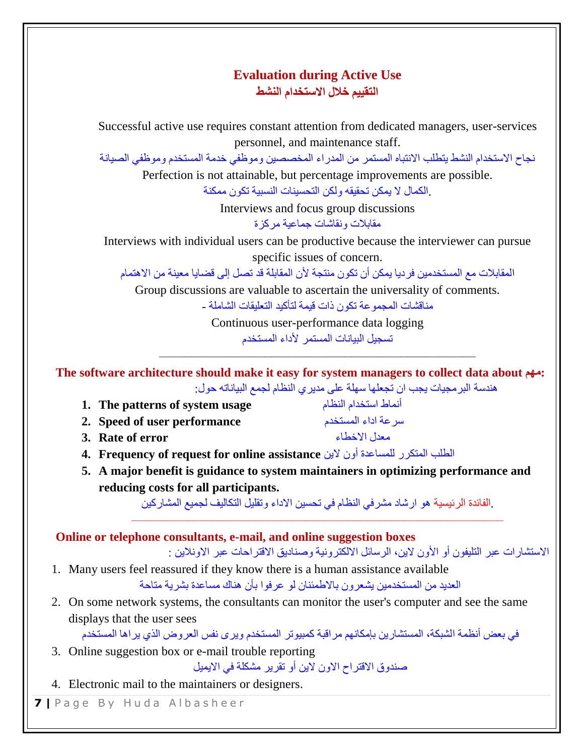## Evaluation during Active Use

## التقييم خلال الاستخدام النشط

Successful active use requires constant attention from dedicated managers, user-services personnel, and maintenance staff.

نجاح الاستخدام النشط يتطلب الانتباه المستمر من المدراء المخصصين وموظفي خدمة المستخدم وموظفي الصيانة

Perfection is not attainable, but percentage improvements are possible.

.الكمال لا يمكن تحقيقه ولكن التحسينات النسبية تكون ممكنة

Interviews and focus group discussions

مقابلات ونقاشات جماعية مركزة

Interviews with individual users can be productive because the interviewer can pursue specific issues of concern.

المقابلات مع المستخدمين فرديا يمكن أن تكون منتجة لأن المقابلة قد تصل إلى قضايا معينة من الاهتمام

Group discussions are valuable to ascertain the universality of comments.

مناقشات المجموعة تكون ذات قيمة لتأكيد التعليقات الشاملة -

Continuous user-performance data logging

تسجيل البيانات المستمر لأداء المستخدم

---

**The software architecture should make it easy for system managers to collect data about مهم:**

هندسة البرمجيات يجب ان تجعلها سهلة على مديري النظام لجمع البياناته حول:

1. **The patterns of system usage** أنماط استخدام النظام
2. **Speed of user performance** سرعة اداء المستخدم
3. **Rate of error** معدل الاخطاء
4. **Frequency of request for online assistance** الطلب المتكرر للمساعدة أون لاين
5. **A major benefit is guidance to system maintainers in optimizing performance and reducing costs for all participants.**

.الفائدة الرئيسية هو ارشاد مشرفي النظام في تحسين الاداء وتقليل التكاليف لجميع المشاركين

---

**Online or telephone consultants, e-mail, and online suggestion boxes**

الاستشارات عبر التليفون أو الأون لاين، الرسائل الالكترونية وصناديق الاقتراحات عبر الاونلاين :

1. Many users feel reassured if they know there is a human assistance available

   العديد من المستخدمين يشعرون بالاطمئنان لو عرفوا بأن هناك مساعدة بشرية متاحة
2. On some network systems, the consultants can monitor the user's computer and see the same displays that the user sees

   في بعض أنظمة الشبكة، المستشارين بإمكانهم مراقبة كمبيوتر المستخدم ويرى نفس العروض الذي يراها المستخدم
3. Online suggestion box or e-mail trouble reporting

   صندوق الاقتراح الاون لاين أو تقرير مشكلة في الايميل
4. Electronic mail to the maintainers or designers.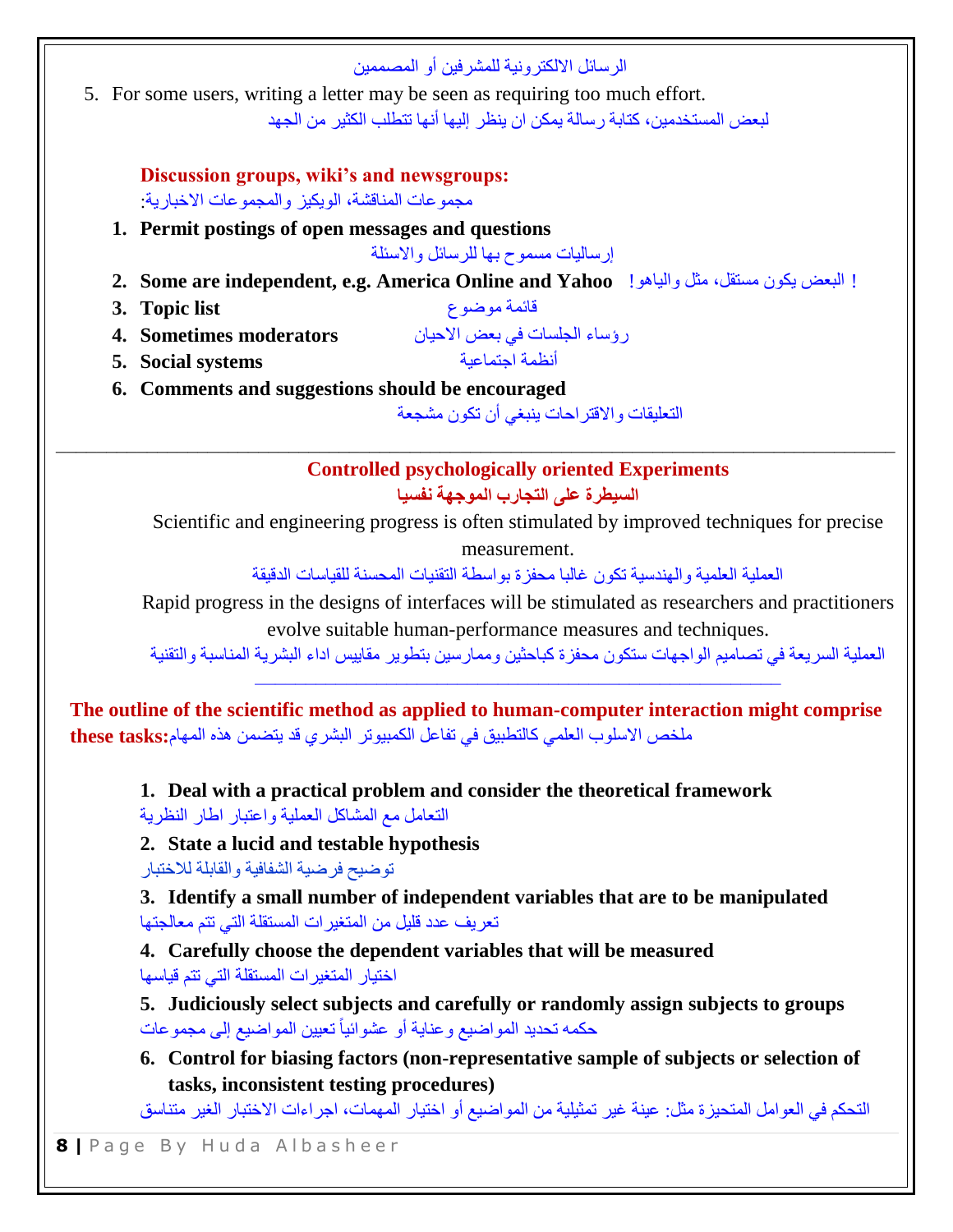الرسائل الالكترونية للمشرفين أو المصممين

5. For some users, writing a letter may be seen as requiring too much effort.
لبعض المستخدمين، كتابة رسالة يمكن ان ينظر إليها أنها تتطلب الكثير من الجهد

**Discussion groups, wiki's and newsgroups:**
مجموعات المناقشة، الويكيز والمجموعات الاخبارية:

1. **Permit postings of open messages and questions**
   إرساليات مسموح بها للرسائل والاسئلة
2. **Some are independent, e.g. America Online and Yahoo !** البعض يكون مستقل، مثل والياهو !
3. **Topic list** قائمة موضوع
4. **Sometimes moderators** رؤساء الجلسات في بعض الاحيان
5. **Social systems** أنظمة اجتماعية
6. **Comments and suggestions should be encouraged**
   التعليقات والاقتراحات ينبغي أن تكون مشجعة

---

## Controlled psychologically oriented Experiments

**السيطرة على التجارب الموجهة نفسيا**

Scientific and engineering progress is often stimulated by improved techniques for precise measurement.
العملية العلمية والهندسية تكون غالبا محفزة بواسطة التقنيات المحسنة للقياسات الدقيقة

Rapid progress in the designs of interfaces will be stimulated as researchers and practitioners evolve suitable human-performance measures and techniques.
العملية السريعة في تصاميم الواجهات ستكون محفزة كباحثين وممارسين بتطوير مقاييس اداء البشرية المناسبة والتقنية

---

**The outline of the scientific method as applied to human-computer interaction might comprise these tasks:** ملخص الاسلوب العلمي كالتطبيق في تفاعل الكمبيوتر البشري قد يتضمن هذه المهام

1. **Deal with a practical problem and consider the theoretical framework**
   التعامل مع المشاكل العملية واعتبار اطار النظرية
2. **State a lucid and testable hypothesis**
   توضيح فرضية الشفافية والقابلة للاختبار
3. **Identify a small number of independent variables that are to be manipulated**
   تعريف عدد قليل من المتغيرات المستقلة التي تتم معالجتها
4. **Carefully choose the dependent variables that will be measured**
   اختيار المتغيرات المستقلة التي تتم قياسها
5. **Judiciously select subjects and carefully or randomly assign subjects to groups**
   حكمه تحديد المواضيع وعناية أو عشوائياً تعيين المواضيع إلى مجموعات
6. **Control for biasing factors (non-representative sample of subjects or selection of tasks, inconsistent testing procedures)**
   التحكم في العوامل المتحيزة مثل: عينة غير تمثيلية من المواضيع أو اختيار المهمات، اجراءات الاختبار الغير متناسق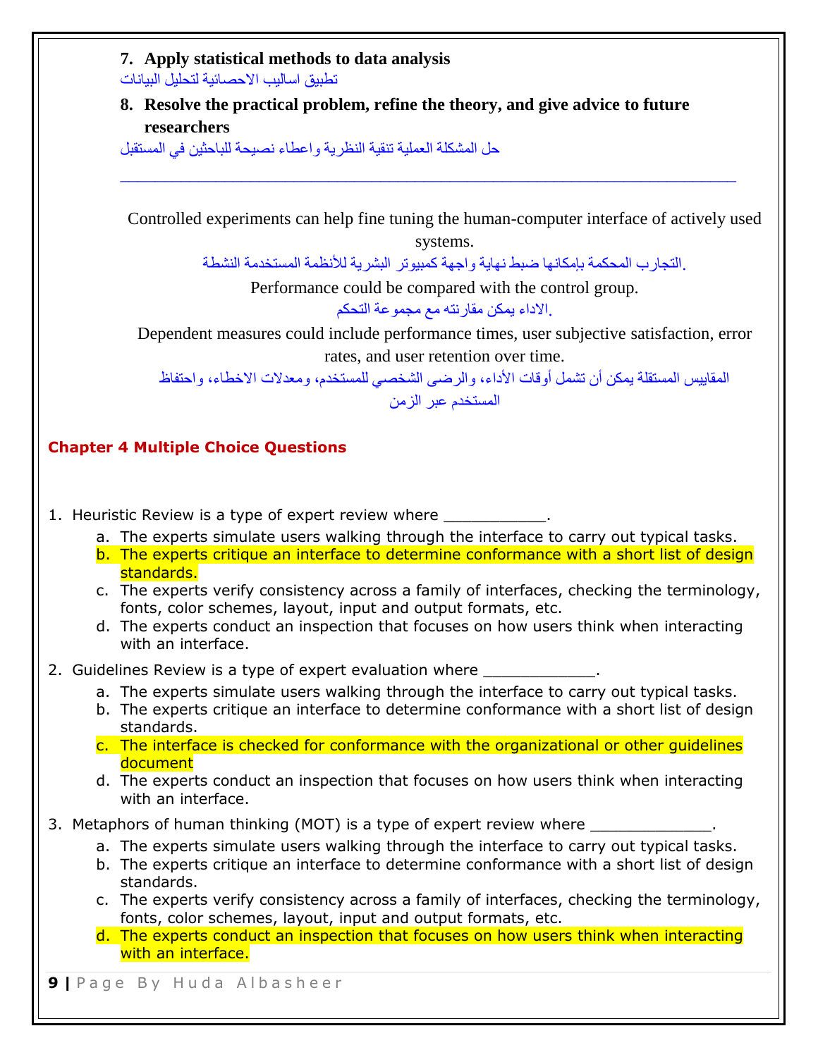7. **Apply statistical methods to data analysis**

تطبيق اساليب الاحصائية لتحليل البيانات

8. **Resolve the practical problem, refine the theory, and give advice to future researchers**

حل المشكلة العملية تنقية النظرية واعطاء نصيحة للباحثين في المستقبل

---

Controlled experiments can help fine tuning the human-computer interface of actively used systems.

.التجارب المحكمة بإمكانها ضبط نهاية واجهة كمبيوتر البشرية للأنظمة المستخدمة النشطة

Performance could be compared with the control group.

.الاداء يمكن مقارنته مع مجموعة التحكم

Dependent measures could include performance times, user subjective satisfaction, error rates, and user retention over time.

المقاييس المستقلة يمكن أن تشمل أوقات الأداء، والرضى الشخصي للمستخدم، ومعدلات الاخطاء، واحتفاظ المستخدم عبر الزمن

## Chapter 4 Multiple Choice Questions

1. Heuristic Review is a type of expert review where ___________.
   a. The experts simulate users walking through the interface to carry out typical tasks.
   b. The experts critique an interface to determine conformance with a short list of design standards.
   c. The experts verify consistency across a family of interfaces, checking the terminology, fonts, color schemes, layout, input and output formats, etc.
   d. The experts conduct an inspection that focuses on how users think when interacting with an interface.

2. Guidelines Review is a type of expert evaluation where ____________.
   a. The experts simulate users walking through the interface to carry out typical tasks.
   b. The experts critique an interface to determine conformance with a short list of design standards.
   c. The interface is checked for conformance with the organizational or other guidelines document
   d. The experts conduct an inspection that focuses on how users think when interacting with an interface.

3. Metaphors of human thinking (MOT) is a type of expert review where _____________.
   a. The experts simulate users walking through the interface to carry out typical tasks.
   b. The experts critique an interface to determine conformance with a short list of design standards.
   c. The experts verify consistency across a family of interfaces, checking the terminology, fonts, color schemes, layout, input and output formats, etc.
   d. The experts conduct an inspection that focuses on how users think when interacting with an interface.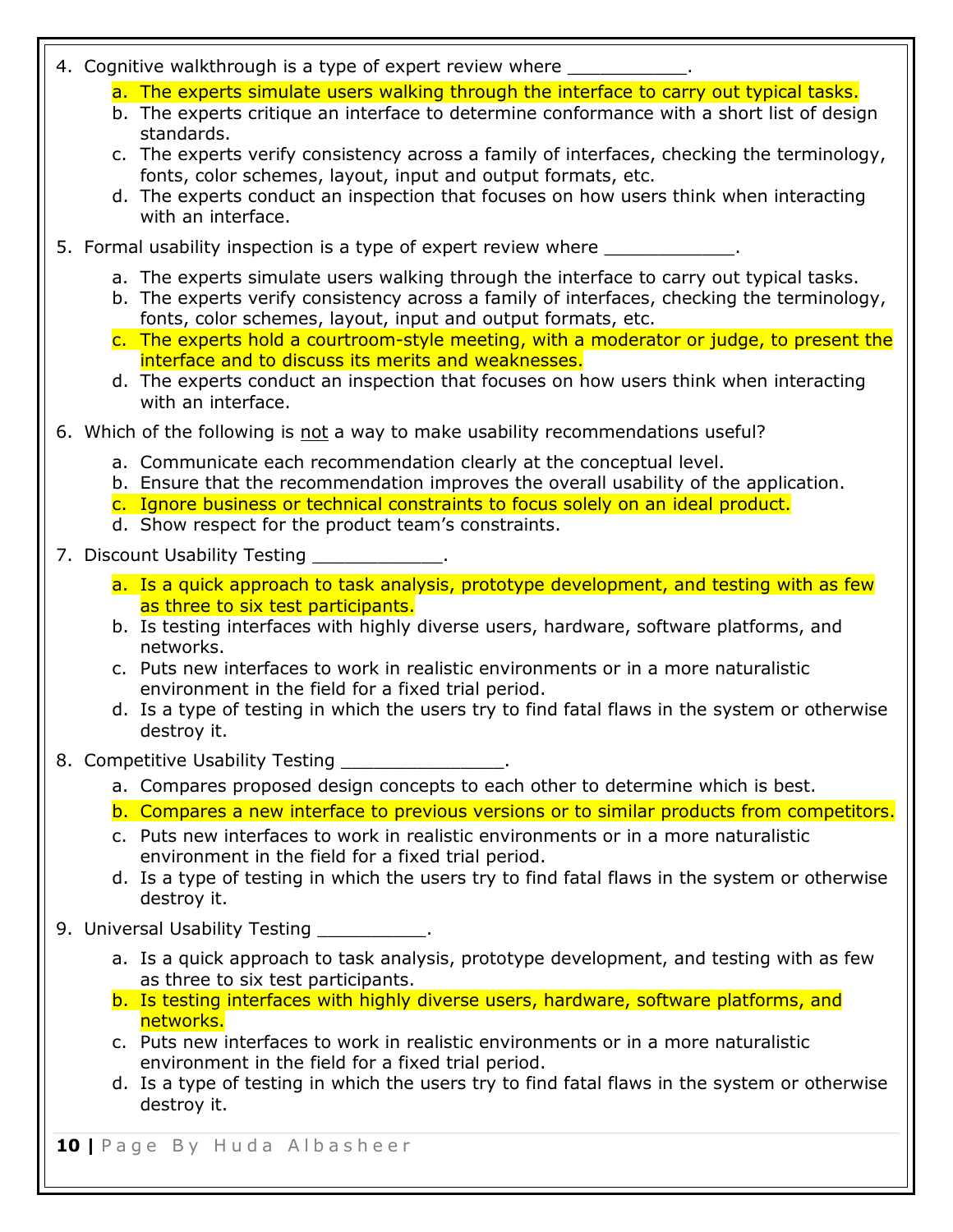4. Cognitive walkthrough is a type of expert review where ___________.
    a. The experts simulate users walking through the interface to carry out typical tasks.
    b. The experts critique an interface to determine conformance with a short list of design standards.
    c. The experts verify consistency across a family of interfaces, checking the terminology, fonts, color schemes, layout, input and output formats, etc.
    d. The experts conduct an inspection that focuses on how users think when interacting with an interface.

5. Formal usability inspection is a type of expert review where ____________.
    a. The experts simulate users walking through the interface to carry out typical tasks.
    b. The experts verify consistency across a family of interfaces, checking the terminology, fonts, color schemes, layout, input and output formats, etc.
    c. The experts hold a courtroom-style meeting, with a moderator or judge, to present the interface and to discuss its merits and weaknesses.
    d. The experts conduct an inspection that focuses on how users think when interacting with an interface.

6. Which of the following is <u>not</u> a way to make usability recommendations useful?
    a. Communicate each recommendation clearly at the conceptual level.
    b. Ensure that the recommendation improves the overall usability of the application.
    c. Ignore business or technical constraints to focus solely on an ideal product.
    d. Show respect for the product team's constraints.

7. Discount Usability Testing ____________.
    a. Is a quick approach to task analysis, prototype development, and testing with as few as three to six test participants.
    b. Is testing interfaces with highly diverse users, hardware, software platforms, and networks.
    c. Puts new interfaces to work in realistic environments or in a more naturalistic environment in the field for a fixed trial period.
    d. Is a type of testing in which the users try to find fatal flaws in the system or otherwise destroy it.

8. Competitive Usability Testing _______________.
    a. Compares proposed design concepts to each other to determine which is best.
    b. Compares a new interface to previous versions or to similar products from competitors.
    c. Puts new interfaces to work in realistic environments or in a more naturalistic environment in the field for a fixed trial period.
    d. Is a type of testing in which the users try to find fatal flaws in the system or otherwise destroy it.

9. Universal Usability Testing __________.
    a. Is a quick approach to task analysis, prototype development, and testing with as few as three to six test participants.
    b. Is testing interfaces with highly diverse users, hardware, software platforms, and networks.
    c. Puts new interfaces to work in realistic environments or in a more naturalistic environment in the field for a fixed trial period.
    d. Is a type of testing in which the users try to find fatal flaws in the system or otherwise destroy it.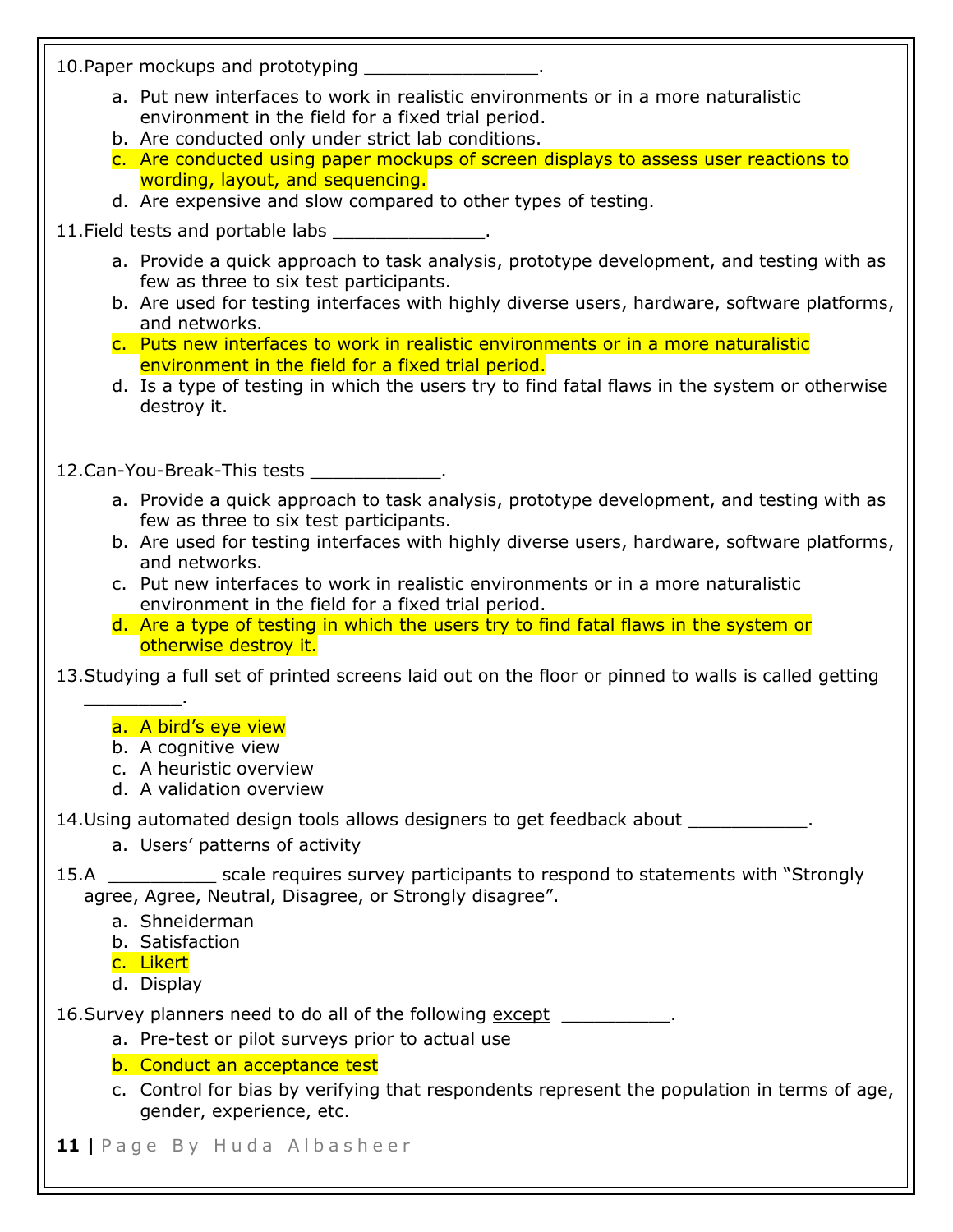10.Paper mockups and prototyping ________________.

a. Put new interfaces to work in realistic environments or in a more naturalistic environment in the field for a fixed trial period.
b. Are conducted only under strict lab conditions.
c. Are conducted using paper mockups of screen displays to assess user reactions to wording, layout, and sequencing.
d. Are expensive and slow compared to other types of testing.

11.Field tests and portable labs ______________.

a. Provide a quick approach to task analysis, prototype development, and testing with as few as three to six test participants.
b. Are used for testing interfaces with highly diverse users, hardware, software platforms, and networks.
c. Puts new interfaces to work in realistic environments or in a more naturalistic environment in the field for a fixed trial period.
d. Is a type of testing in which the users try to find fatal flaws in the system or otherwise destroy it.

12.Can-You-Break-This tests ____________.

a. Provide a quick approach to task analysis, prototype development, and testing with as few as three to six test participants.
b. Are used for testing interfaces with highly diverse users, hardware, software platforms, and networks.
c. Put new interfaces to work in realistic environments or in a more naturalistic environment in the field for a fixed trial period.
d. Are a type of testing in which the users try to find fatal flaws in the system or otherwise destroy it.

13.Studying a full set of printed screens laid out on the floor or pinned to walls is called getting _________.

a. A bird's eye view
b. A cognitive view
c. A heuristic overview
d. A validation overview

14.Using automated design tools allows designers to get feedback about ___________.

a. Users' patterns of activity

15.A __________ scale requires survey participants to respond to statements with "Strongly agree, Agree, Neutral, Disagree, or Strongly disagree".

a. Shneiderman
b. Satisfaction
c. Likert
d. Display

16.Survey planners need to do all of the following <u>except</u> __________.

a. Pre-test or pilot surveys prior to actual use
b. Conduct an acceptance test
c. Control for bias by verifying that respondents represent the population in terms of age, gender, experience, etc.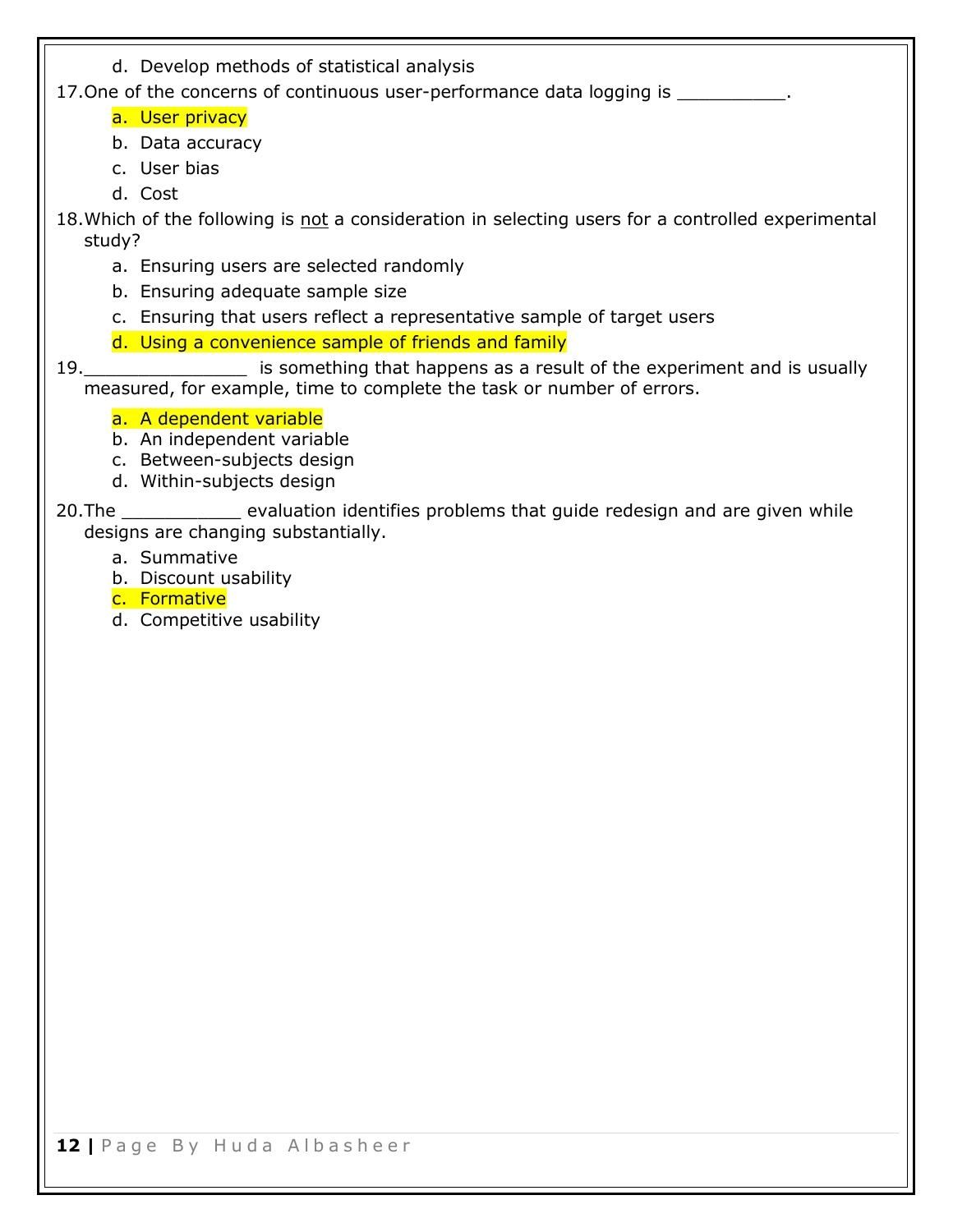d. Develop methods of statistical analysis

17. One of the concerns of continuous user-performance data logging is __________.
    a. User privacy
    b. Data accuracy
    c. User bias
    d. Cost

18. Which of the following is not a consideration in selecting users for a controlled experimental study?
    a. Ensuring users are selected randomly
    b. Ensuring adequate sample size
    c. Ensuring that users reflect a representative sample of target users
    d. Using a convenience sample of friends and family

19. _______________ is something that happens as a result of the experiment and is usually measured, for example, time to complete the task or number of errors.
    a. A dependent variable
    b. An independent variable
    c. Between-subjects design
    d. Within-subjects design

20. The ___________ evaluation identifies problems that guide redesign and are given while designs are changing substantially.
    a. Summative
    b. Discount usability
    c. Formative
    d. Competitive usability